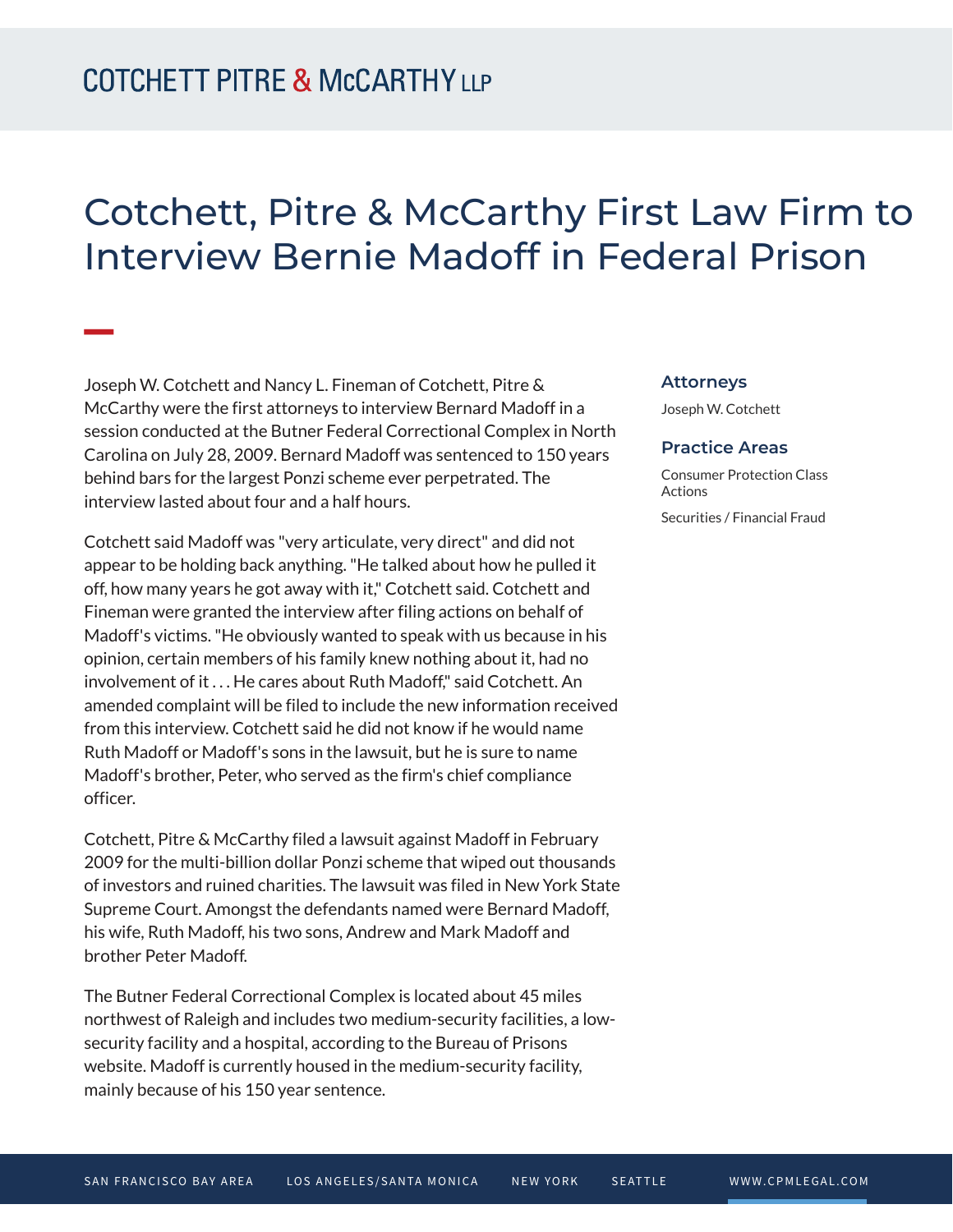# Cotchett, Pitre & McCarthy First Law Firm to Interview Bernie Madoff in Federal Prison

Joseph W. Cotchett and Nancy L. Fineman of Cotchett, Pitre & McCarthy were the first attorneys to interview Bernard Madoff in a session conducted at the Butner Federal Correctional Complex in North Carolina on July 28, 2009. Bernard Madoff was sentenced to 150 years behind bars for the largest Ponzi scheme ever perpetrated. The interview lasted about four and a half hours.

Cotchett said Madoff was "very articulate, very direct" and did not appear to be holding back anything. "He talked about how he pulled it off, how many years he got away with it," Cotchett said. Cotchett and Fineman were granted the interview after filing actions on behalf of Madoff's victims. "He obviously wanted to speak with us because in his opinion, certain members of his family knew nothing about it, had no involvement of it . . . He cares about Ruth Madoff," said Cotchett. An amended complaint will be filed to include the new information received from this interview. Cotchett said he did not know if he would name Ruth Madoff or Madoff's sons in the lawsuit, but he is sure to name Madoff's brother, Peter, who served as the firm's chief compliance officer.

Cotchett, Pitre & McCarthy filed a lawsuit against Madoff in February 2009 for the multi-billion dollar Ponzi scheme that wiped out thousands of investors and ruined charities. The lawsuit was filed in New York State Supreme Court. Amongst the defendants named were Bernard Madoff, his wife, Ruth Madoff, his two sons, Andrew and Mark Madoff and brother Peter Madoff.

The Butner Federal Correctional Complex is located about 45 miles northwest of Raleigh and includes two medium-security facilities, a low-security facility and a hospital, according to the Bureau of Prisons website. Madoff is currently housed in the medium-security facility, mainly because of his 150 year sentence.

### Attorneys

Joseph W. Cotchett

### Practice Areas

Consumer Protection Class Actions

Securities / Financial Fraud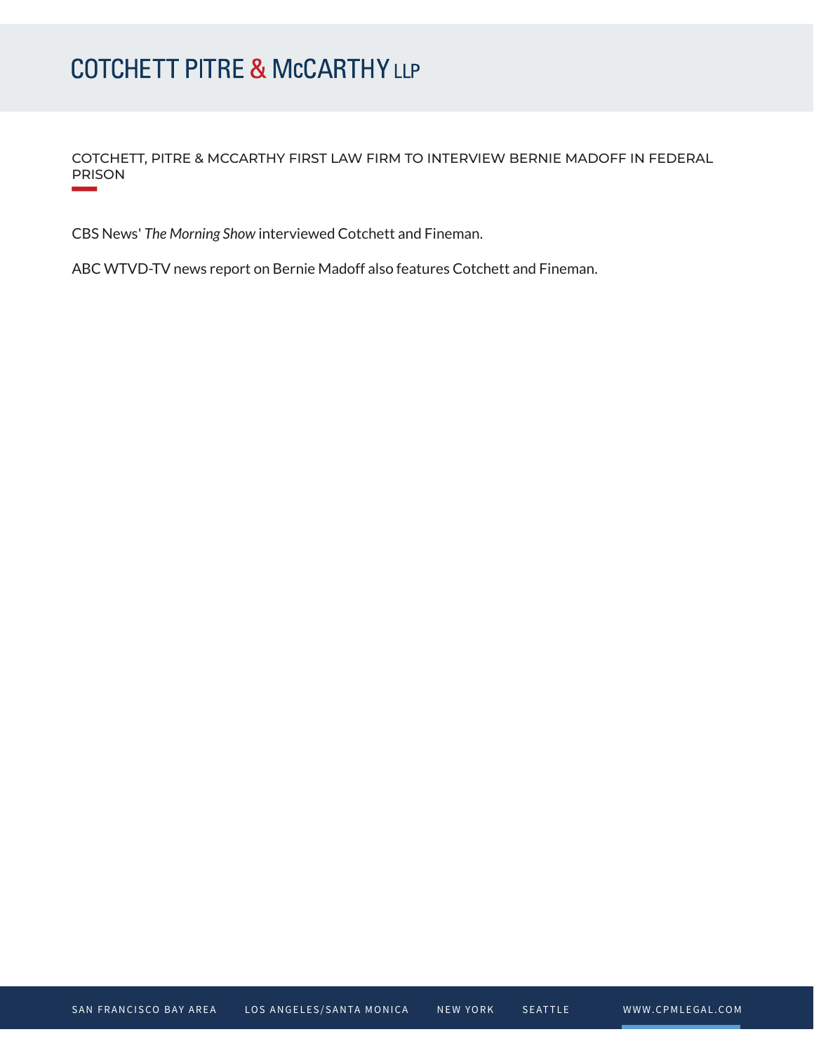# COTCHETT, PITRE & MCCARTHY FIRST LAW FIRM TO INTERVIEW BERNIE MADOFF IN FEDERAL PRISON

CBS News' *The Morning Show* interviewed Cotchett and Fineman.

ABC WTVD-TV news report on Bernie Madoff also features Cotchett and Fineman.